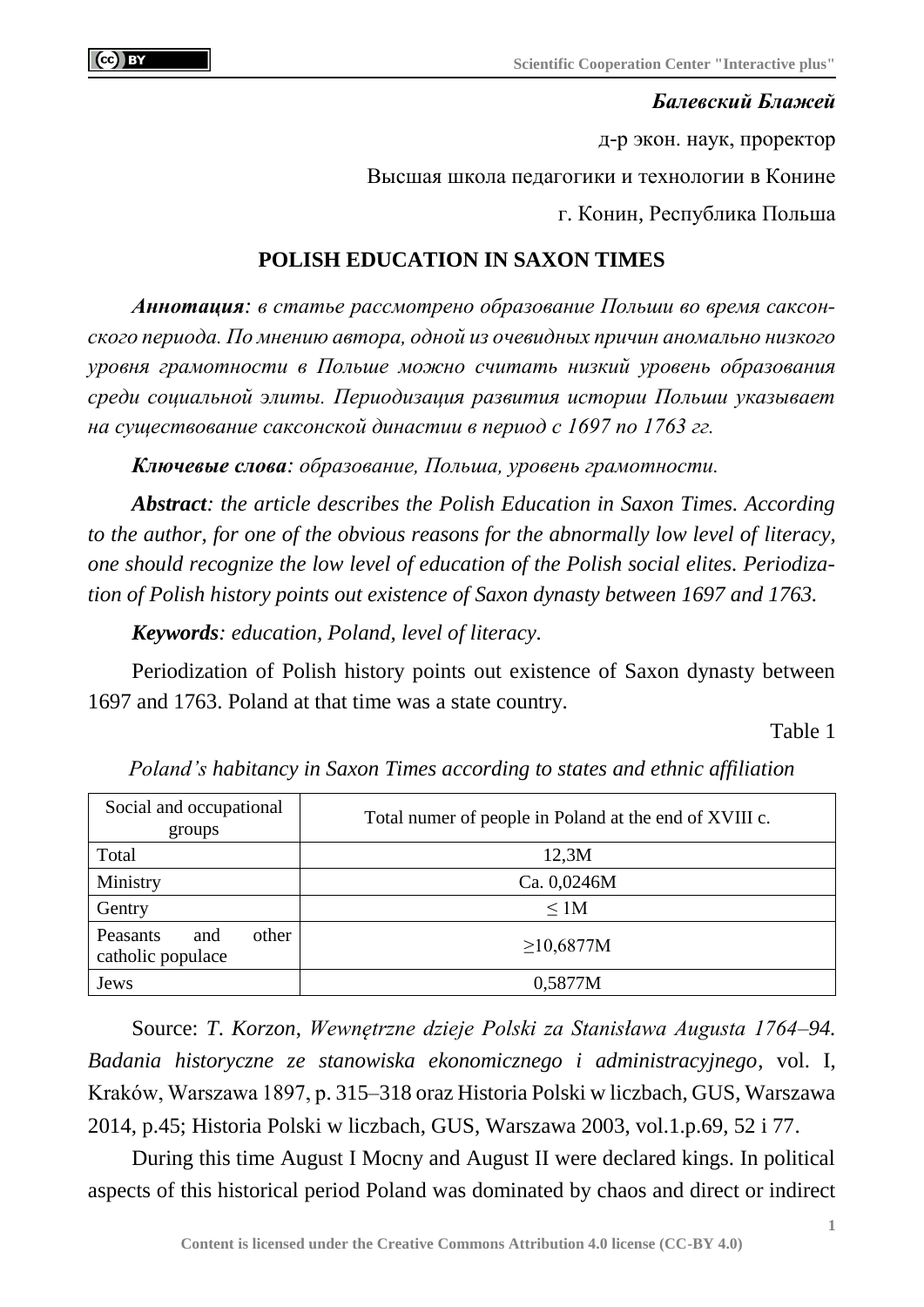***Балевский Блажей***

д-р экон. наук, проректор

Высшая школа педагогики и технологии в Конине

г. Конин, Республика Польша

# POLISH EDUCATION IN SAXON TIMES

***Аннотация****: в статье рассмотрено образование Польши во время саксонского периода. По мнению автора, одной из очевидных причин аномально низкого уровня грамотности в Польше можно считать низкий уровень образования среди социальной элиты. Периодизация развития истории Польши указывает на существование саксонской династии в период с 1697 по 1763 гг.*

***Ключевые слова****: образование, Польша, уровень грамотности.*

***Abstract****: the article describes the Polish Education in Saxon Times. According to the author, for one of the obvious reasons for the abnormally low level of literacy, one should recognize the low level of education of the Polish social elites. Periodization of Polish history points out existence of Saxon dynasty between 1697 and 1763.*

***Keywords****: education, Poland, level of literacy.*

Periodization of Polish history points out existence of Saxon dynasty between 1697 and 1763. Poland at that time was a state country.

Table 1

*Poland's habitancy in Saxon Times according to states and ethnic affiliation*

| Social and occupational groups | Total numer of people in Poland at the end of XVIII c. |
|---|---|
| Total | 12,3M |
| Ministry | Ca. 0,0246M |
| Gentry | ≤ 1M |
| Peasants and other catholic populace | ≥10,6877M |
| Jews | 0,5877M |

Source: *T. Korzon*, *Wewnętrzne dzieje Polski za Stanisława Augusta 1764–94. Badania historyczne ze stanowiska ekonomicznego i administracyjnego*, vol. I, Kraków, Warszawa 1897, p. 315–318 oraz Historia Polski w liczbach, GUS, Warszawa 2014, p.45; Historia Polski w liczbach, GUS, Warszawa 2003, vol.1.p.69, 52 i 77.

During this time August I Mocny and August II were declared kings. In political aspects of this historical period Poland was dominated by chaos and direct or indirect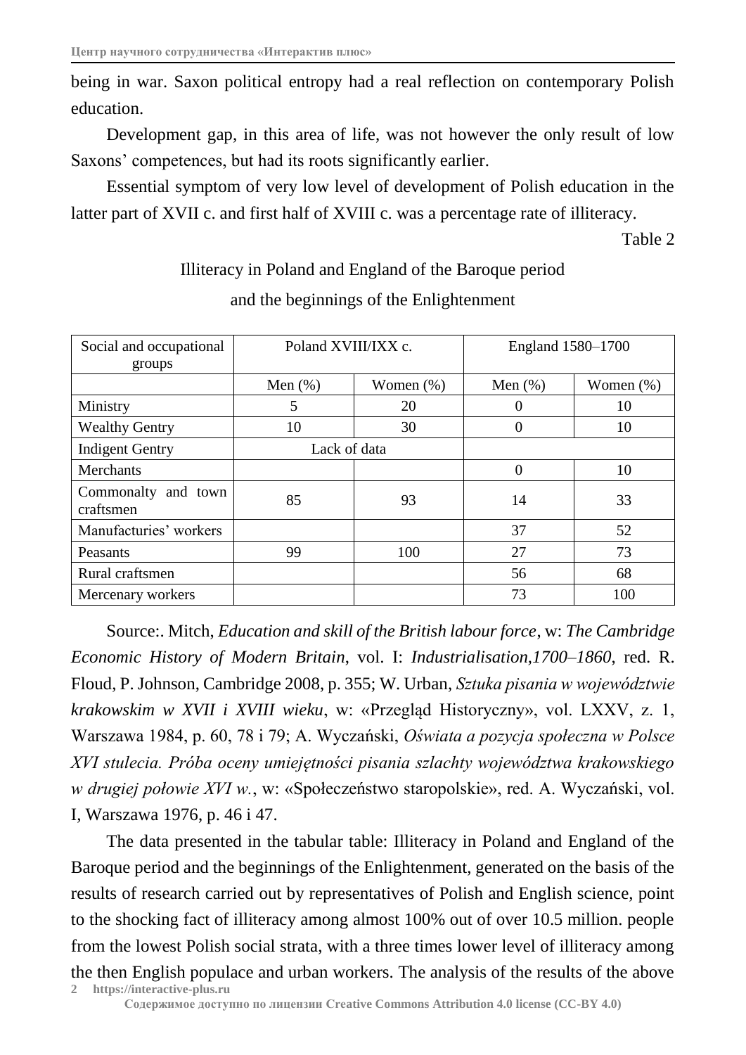being in war. Saxon political entropy had a real reflection on contemporary Polish education.

Development gap, in this area of life, was not however the only result of low Saxons' competences, but had its roots significantly earlier.

Essential symptom of very low level of development of Polish education in the latter part of XVII c. and first half of XVIII c. was a percentage rate of illiteracy.

Table 2

Illiteracy in Poland and England of the Baroque period and the beginnings of the Enlightenment

| Social and occupational groups | Poland XVIII/IXX c. | | England 1580–1700 | |
|---|---|---|---|---|
| | Men (%) | Women (%) | Men (%) | Women (%) |
| Ministry | 5 | 20 | 0 | 10 |
| Wealthy Gentry | 10 | 30 | 0 | 10 |
| Indigent Gentry | Lack of data | | | |
| Merchants | | | 0 | 10 |
| Commonalty and town craftsmen | 85 | 93 | 14 | 33 |
| Manufacturies' workers | | | 37 | 52 |
| Peasants | 99 | 100 | 27 | 73 |
| Rural craftsmen | | | 56 | 68 |
| Mercenary workers | | | 73 | 100 |

Source:. Mitch, *Education and skill of the British labour force*, w: *The Cambridge Economic History of Modern Britain*, vol. I: *Industrialisation,1700–1860*, red. R. Floud, P. Johnson, Cambridge 2008, p. 355; W. Urban, *Sztuka pisania w województwie krakowskim w XVII i XVIII wieku*, w: «Przegląd Historyczny», vol. LXXV, z. 1, Warszawa 1984, p. 60, 78 i 79; A. Wyczański, *Oświata a pozycja społeczna w Polsce XVI stulecia. Próba oceny umiejętności pisania szlachty województwa krakowskiego w drugiej połowie XVI w.*, w: «Społeczeństwo staropolskie», red. A. Wyczański, vol. I, Warszawa 1976, p. 46 i 47.

The data presented in the tabular table: Illiteracy in Poland and England of the Baroque period and the beginnings of the Enlightenment, generated on the basis of the results of research carried out by representatives of Polish and English science, point to the shocking fact of illiteracy among almost 100% out of over 10.5 million. people from the lowest Polish social strata, with a three times lower level of illiteracy among the then English populace and urban workers. The analysis of the results of the above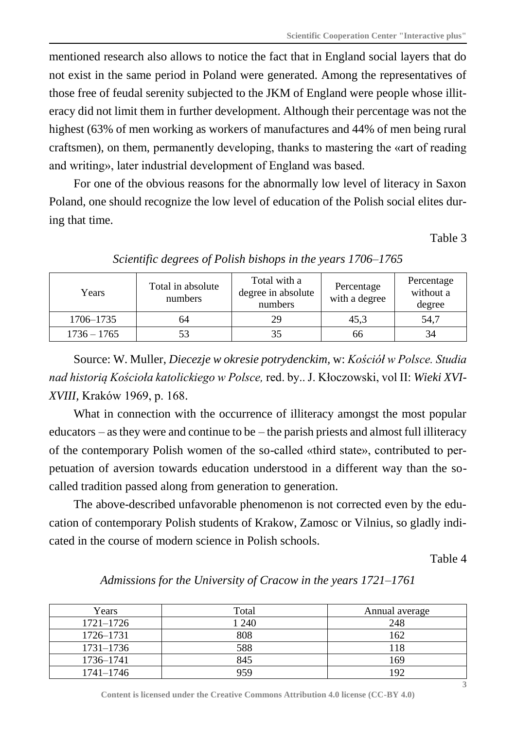mentioned research also allows to notice the fact that in England social layers that do not exist in the same period in Poland were generated. Among the representatives of those free of feudal serenity subjected to the JKM of England were people whose illiteracy did not limit them in further development. Although their percentage was not the highest (63% of men working as workers of manufactures and 44% of men being rural craftsmen), on them, permanently developing, thanks to mastering the «art of reading and writing», later industrial development of England was based.

For one of the obvious reasons for the abnormally low level of literacy in Saxon Poland, one should recognize the low level of education of the Polish social elites during that time.

Table 3

*Scientific degrees of Polish bishops in the years 1706–1765*

| Years | Total in absolute numbers | Total with a degree in absolute numbers | Percentage with a degree | Percentage without a degree |
|---|---|---|---|---|
| 1706–1735 | 64 | 29 | 45,3 | 54,7 |
| 1736 – 1765 | 53 | 35 | 66 | 34 |

Source: W. Muller, *Diecezje w okresie potrydenckim*, w: *Kościół w Polsce. Studia nad historią Kościoła katolickiego w Polsce,* red. by.. J. Kłoczowski, vol II: *Wieki XVI-XVIII*, Kraków 1969, p. 168.

What in connection with the occurrence of illiteracy amongst the most popular educators – as they were and continue to be – the parish priests and almost full illiteracy of the contemporary Polish women of the so-called «third state», contributed to perpetuation of aversion towards education understood in a different way than the so-called tradition passed along from generation to generation.

The above-described unfavorable phenomenon is not corrected even by the education of contemporary Polish students of Krakow, Zamosc or Vilnius, so gladly indicated in the course of modern science in Polish schools.

Table 4

*Admissions for the University of Cracow in the years 1721–1761*

| Years | Total | Annual average |
|---|---|---|
| 1721–1726 | 1 240 | 248 |
| 1726–1731 | 808 | 162 |
| 1731–1736 | 588 | 118 |
| 1736–1741 | 845 | 169 |
| 1741–1746 | 959 | 192 |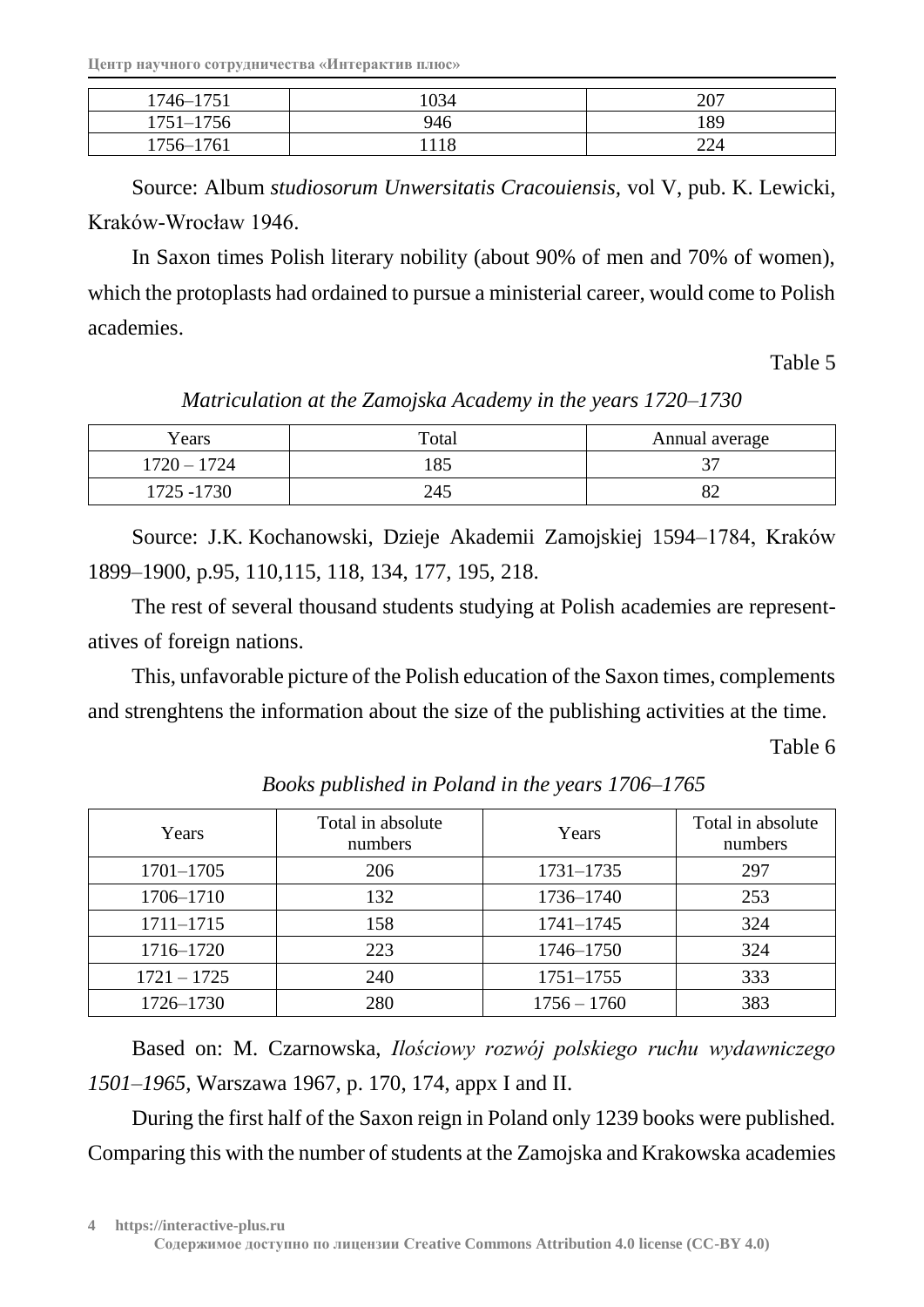| 1746–1751 | 1034 | 207 |
|---|---|---|
| 1751–1756 | 946 | 189 |
| 1756–1761 | 1118 | 224 |

Source: Album *studiosorum Unwersitatis Cracouiensis,* vol V, pub. K. Lewicki, Kraków-Wrocław 1946.

In Saxon times Polish literary nobility (about 90% of men and 70% of women), which the protoplasts had ordained to pursue a ministerial career, would come to Polish academies.

Table 5

*Matriculation at the Zamojska Academy in the years 1720–1730*

| Years | Total | Annual average |
|---|---|---|
| 1720 – 1724 | 185 | 37 |
| 1725 -1730 | 245 | 82 |

Source: J.K. Kochanowski, Dzieje Akademii Zamojskiej 1594–1784, Kraków 1899–1900, p.95, 110,115, 118, 134, 177, 195, 218.

The rest of several thousand students studying at Polish academies are representatives of foreign nations.

This, unfavorable picture of the Polish education of the Saxon times, complements and strenghtens the information about the size of the publishing activities at the time.

Table 6

*Books published in Poland in the years 1706–1765*

| Years | Total in absolute numbers | Years | Total in absolute numbers |
|---|---|---|---|
| 1701–1705 | 206 | 1731–1735 | 297 |
| 1706–1710 | 132 | 1736–1740 | 253 |
| 1711–1715 | 158 | 1741–1745 | 324 |
| 1716–1720 | 223 | 1746–1750 | 324 |
| 1721 – 1725 | 240 | 1751–1755 | 333 |
| 1726–1730 | 280 | 1756 – 1760 | 383 |

Based on: M. Czarnowska, *Ilościowy rozwój polskiego ruchu wydawniczego 1501–1965,* Warszawa 1967, p. 170, 174, appx I and II.

During the first half of the Saxon reign in Poland only 1239 books were published. Comparing this with the number of students at the Zamojska and Krakowska academies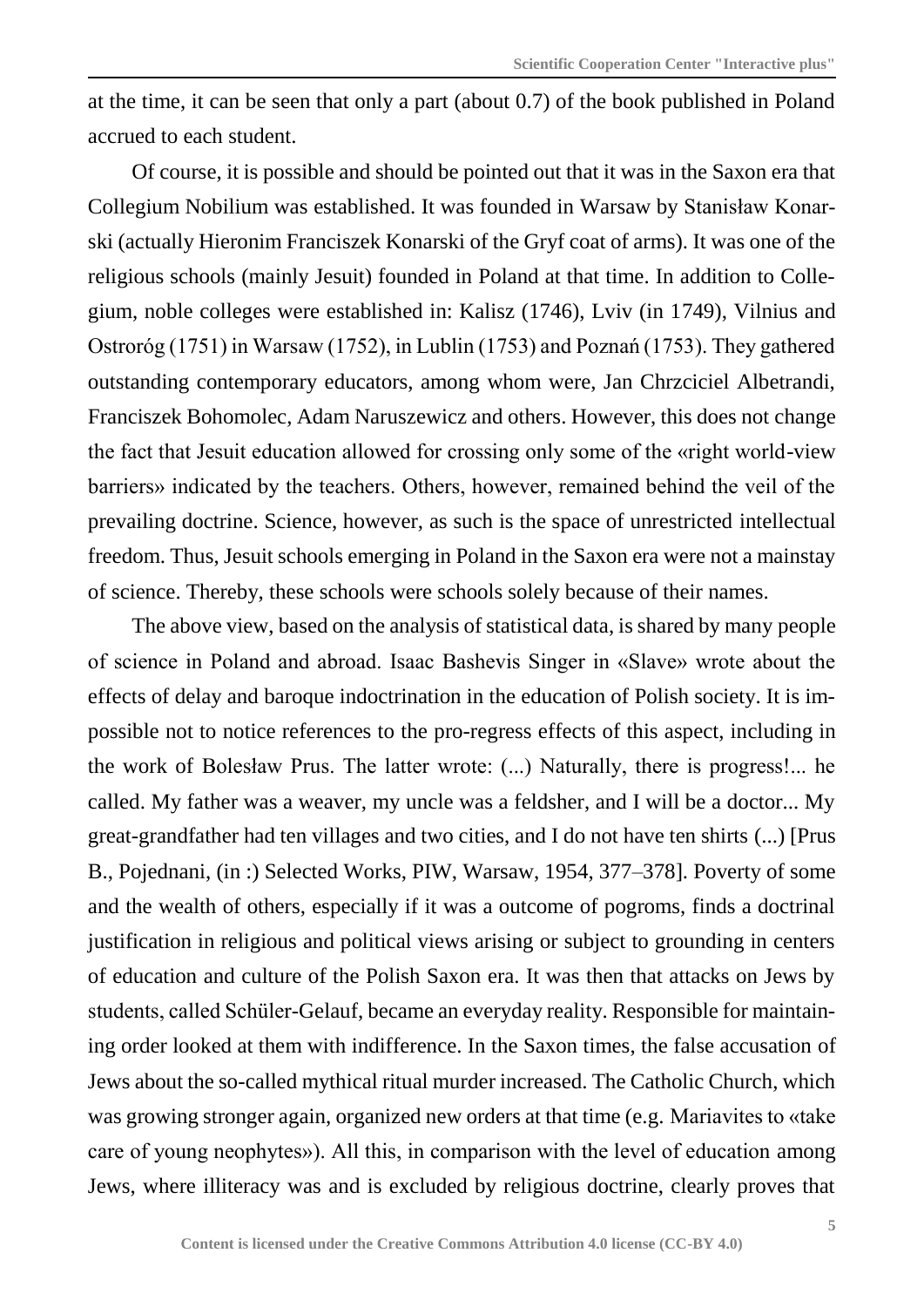at the time, it can be seen that only a part (about 0.7) of the book published in Poland accrued to each student.

Of course, it is possible and should be pointed out that it was in the Saxon era that Collegium Nobilium was established. It was founded in Warsaw by Stanisław Konarski (actually Hieronim Franciszek Konarski of the Gryf coat of arms). It was one of the religious schools (mainly Jesuit) founded in Poland at that time. In addition to Collegium, noble colleges were established in: Kalisz (1746), Lviv (in 1749), Vilnius and Ostroróg (1751) in Warsaw (1752), in Lublin (1753) and Poznań (1753). They gathered outstanding contemporary educators, among whom were, Jan Chrzciciel Albetrandi, Franciszek Bohomolec, Adam Naruszewicz and others. However, this does not change the fact that Jesuit education allowed for crossing only some of the «right world-view barriers» indicated by the teachers. Others, however, remained behind the veil of the prevailing doctrine. Science, however, as such is the space of unrestricted intellectual freedom. Thus, Jesuit schools emerging in Poland in the Saxon era were not a mainstay of science. Thereby, these schools were schools solely because of their names.

The above view, based on the analysis of statistical data, is shared by many people of science in Poland and abroad. Isaac Bashevis Singer in «Slave» wrote about the effects of delay and baroque indoctrination in the education of Polish society. It is impossible not to notice references to the pro-regress effects of this aspect, including in the work of Bolesław Prus. The latter wrote: (...) Naturally, there is progress!... he called. My father was a weaver, my uncle was a feldsher, and I will be a doctor... My great-grandfather had ten villages and two cities, and I do not have ten shirts (...) [Prus B., Pojednani, (in :) Selected Works, PIW, Warsaw, 1954, 377–378]. Poverty of some and the wealth of others, especially if it was a outcome of pogroms, finds a doctrinal justification in religious and political views arising or subject to grounding in centers of education and culture of the Polish Saxon era. It was then that attacks on Jews by students, called Schüler-Gelauf, became an everyday reality. Responsible for maintaining order looked at them with indifference. In the Saxon times, the false accusation of Jews about the so-called mythical ritual murder increased. The Catholic Church, which was growing stronger again, organized new orders at that time (e.g. Mariavites to «take care of young neophytes»). All this, in comparison with the level of education among Jews, where illiteracy was and is excluded by religious doctrine, clearly proves that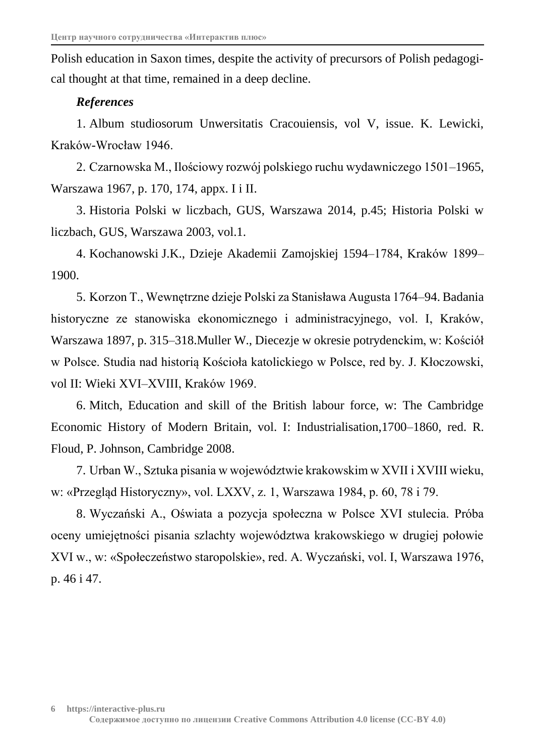Polish education in Saxon times, despite the activity of precursors of Polish pedagogical thought at that time, remained in a deep decline.

***References***

1. Album studiosorum Unwersitatis Cracouiensis, vol V, issue. K. Lewicki, Kraków-Wrocław 1946.
2. Czarnowska M., Ilościowy rozwój polskiego ruchu wydawniczego 1501–1965, Warszawa 1967, p. 170, 174, appx. I i II.
3. Historia Polski w liczbach, GUS, Warszawa 2014, p.45; Historia Polski w liczbach, GUS, Warszawa 2003, vol.1.
4. Kochanowski J.K., Dzieje Akademii Zamojskiej 1594–1784, Kraków 1899–1900.
5. Korzon T., Wewnętrzne dzieje Polski za Stanisława Augusta 1764–94. Badania historyczne ze stanowiska ekonomicznego i administracyjnego, vol. I, Kraków, Warszawa 1897, p. 315–318.Muller W., Diecezje w okresie potrydenckim, w: Kościół w Polsce. Studia nad historią Kościoła katolickiego w Polsce, red by. J. Kłoczowski, vol II: Wieki XVI–XVIII, Kraków 1969.
6. Mitch, Education and skill of the British labour force, w: The Cambridge Economic History of Modern Britain, vol. I: Industrialisation,1700–1860, red. R. Floud, P. Johnson, Cambridge 2008.
7. Urban W., Sztuka pisania w województwie krakowskim w XVII i XVIII wieku, w: «Przegląd Historyczny», vol. LXXV, z. 1, Warszawa 1984, p. 60, 78 i 79.
8. Wyczański A., Oświata a pozycja społeczna w Polsce XVI stulecia. Próba oceny umiejętności pisania szlachty województwa krakowskiego w drugiej połowie XVI w., w: «Społeczeństwo staropolskie», red. A. Wyczański, vol. I, Warszawa 1976, p. 46 i 47.